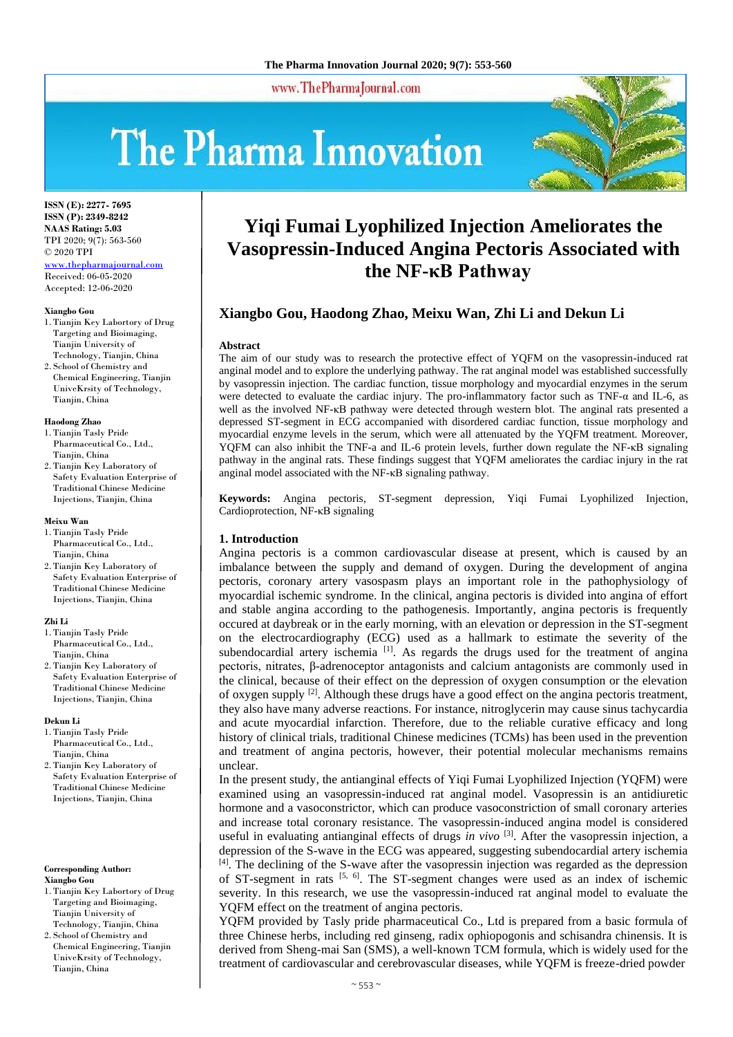ISSN (E): 2277- 7695
ISSN (P): 2349-8242
NAAS Rating: 5.03
TPI 2020; 9(7): 563-560
© 2020 TPI
www.thepharmajournal.com
Received: 06-05-2020
Accepted: 12-06-2020

**Xiangbo Gou**
1. Tianjin Key Labortory of Drug Targeting and Bioimaging, Tianjin University of Technology, Tianjin, China
2. School of Chemistry and Chemical Engineering, Tianjin UniveKrsity of Technology, Tianjin, China

**Haodong Zhao**
1. Tianjin Tasly Pride Pharmaceutical Co., Ltd., Tianjin, China
2. Tianjin Key Laboratory of Safety Evaluation Enterprise of Traditional Chinese Medicine Injections, Tianjin, China

**Meixu Wan**
1. Tianjin Tasly Pride Pharmaceutical Co., Ltd., Tianjin, China
2. Tianjin Key Laboratory of Safety Evaluation Enterprise of Traditional Chinese Medicine Injections, Tianjin, China

**Zhi Li**
1. Tianjin Tasly Pride Pharmaceutical Co., Ltd., Tianjin, China
2. Tianjin Key Laboratory of Safety Evaluation Enterprise of Traditional Chinese Medicine Injections, Tianjin, China

**Dekun Li**
1. Tianjin Tasly Pride Pharmaceutical Co., Ltd., Tianjin, China
2. Tianjin Key Laboratory of Safety Evaluation Enterprise of Traditional Chinese Medicine Injections, Tianjin, China

**Corresponding Author:**
**Xiangbo Gou**
1. Tianjin Key Labortory of Drug Targeting and Bioimaging, Tianjin University of Technology, Tianjin, China
2. School of Chemistry and Chemical Engineering, Tianjin UniveKrsity of Technology, Tianjin, China

# Yiqi Fumai Lyophilized Injection Ameliorates the Vasopressin-Induced Angina Pectoris Associated with the NF-κB Pathway

## Xiangbo Gou, Haodong Zhao, Meixu Wan, Zhi Li and Dekun Li

### Abstract

The aim of our study was to research the protective effect of YQFM on the vasopressin-induced rat anginal model and to explore the underlying pathway. The rat anginal model was established successfully by vasopressin injection. The cardiac function, tissue morphology and myocardial enzymes in the serum were detected to evaluate the cardiac injury. The pro-inflammatory factor such as TNF-α and IL-6, as well as the involved NF-κB pathway were detected through western blot. The anginal rats presented a depressed ST-segment in ECG accompanied with disordered cardiac function, tissue morphology and myocardial enzyme levels in the serum, which were all attenuated by the YQFM treatment. Moreover, YQFM can also inhibit the TNF-a and IL-6 protein levels, further down regulate the NF-κB signaling pathway in the anginal rats. These findings suggest that YQFM ameliorates the cardiac injury in the rat anginal model associated with the NF-κB signaling pathway.

**Keywords:** Angina pectoris, ST-segment depression, Yiqi Fumai Lyophilized Injection, Cardioprotection, NF-κB signaling

### 1. Introduction

Angina pectoris is a common cardiovascular disease at present, which is caused by an imbalance between the supply and demand of oxygen. During the development of angina pectoris, coronary artery vasospasm plays an important role in the pathophysiology of myocardial ischemic syndrome. In the clinical, angina pectoris is divided into angina of effort and stable angina according to the pathogenesis. Importantly, angina pectoris is frequently occured at daybreak or in the early morning, with an elevation or depression in the ST-segment on the electrocardiography (ECG) used as a hallmark to estimate the severity of the subendocardial artery ischemia [1]. As regards the drugs used for the treatment of angina pectoris, nitrates, β-adrenoceptor antagonists and calcium antagonists are commonly used in the clinical, because of their effect on the depression of oxygen consumption or the elevation of oxygen supply [2]. Although these drugs have a good effect on the angina pectoris treatment, they also have many adverse reactions. For instance, nitroglycerin may cause sinus tachycardia and acute myocardial infarction. Therefore, due to the reliable curative efficacy and long history of clinical trials, traditional Chinese medicines (TCMs) has been used in the prevention and treatment of angina pectoris, however, their potential molecular mechanisms remains unclear.

In the present study, the antianginal effects of Yiqi Fumai Lyophilized Injection (YQFM) were examined using an vasopressin-induced rat anginal model. Vasopressin is an antidiuretic hormone and a vasoconstrictor, which can produce vasoconstriction of small coronary arteries and increase total coronary resistance. The vasopressin-induced angina model is considered useful in evaluating antianginal effects of drugs *in vivo* [3]. After the vasopressin injection, a depression of the S-wave in the ECG was appeared, suggesting subendocardial artery ischemia [4]. The declining of the S-wave after the vasopressin injection was regarded as the depression of ST-segment in rats [5, 6]. The ST-segment changes were used as an index of ischemic severity. In this research, we use the vasopressin-induced rat anginal model to evaluate the YQFM effect on the treatment of angina pectoris.

YQFM provided by Tasly pride pharmaceutical Co., Ltd is prepared from a basic formula of three Chinese herbs, including red ginseng, radix ophiopogonis and schisandra chinensis. It is derived from Sheng-mai San (SMS), a well-known TCM formula, which is widely used for the treatment of cardiovascular and cerebrovascular diseases, while YQFM is freeze-dried powder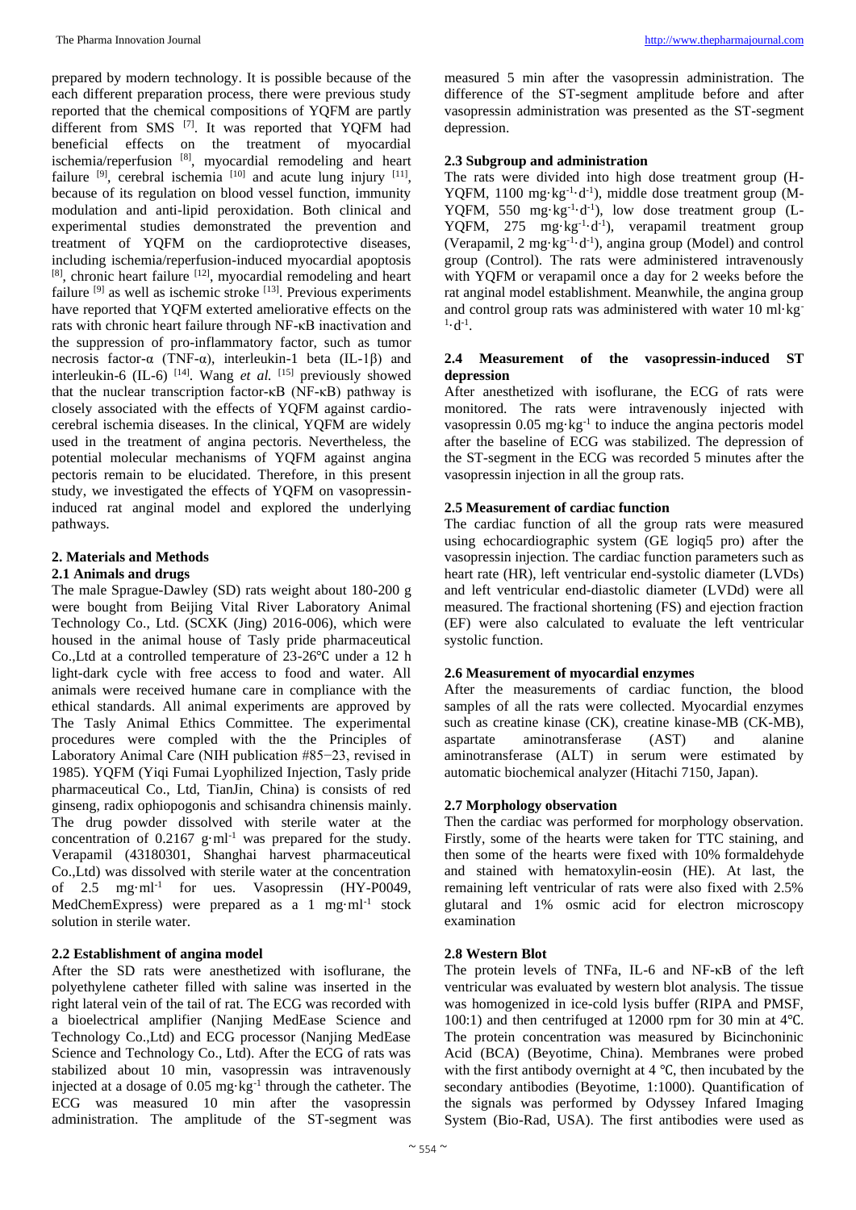prepared by modern technology. It is possible because of the each different preparation process, there were previous study reported that the chemical compositions of YQFM are partly different from SMS [7]. It was reported that YQFM had beneficial effects on the treatment of myocardial ischemia/reperfusion [8], myocardial remodeling and heart failure [9], cerebral ischemia [10] and acute lung injury [11], because of its regulation on blood vessel function, immunity modulation and anti-lipid peroxidation. Both clinical and experimental studies demonstrated the prevention and treatment of YQFM on the cardioprotective diseases, including ischemia/reperfusion-induced myocardial apoptosis [8], chronic heart failure [12], myocardial remodeling and heart failure [9] as well as ischemic stroke [13]. Previous experiments have reported that YQFM exterted ameliorative effects on the rats with chronic heart failure through NF-κB inactivation and the suppression of pro-inflammatory factor, such as tumor necrosis factor-α (TNF-α), interleukin-1 beta (IL-1β) and interleukin-6 (IL-6) [14]. Wang *et al.* [15] previously showed that the nuclear transcription factor-κB (NF-κB) pathway is closely associated with the effects of YQFM against cardio-cerebral ischemia diseases. In the clinical, YQFM are widely used in the treatment of angina pectoris. Nevertheless, the potential molecular mechanisms of YQFM against angina pectoris remain to be elucidated. Therefore, in this present study, we investigated the effects of YQFM on vasopressin-induced rat anginal model and explored the underlying pathways.

## 2. Materials and Methods

### 2.1 Animals and drugs

The male Sprague-Dawley (SD) rats weight about 180-200 g were bought from Beijing Vital River Laboratory Animal Technology Co., Ltd. (SCXK (Jing) 2016-006), which were housed in the animal house of Tasly pride pharmaceutical Co.,Ltd at a controlled temperature of 23-26℃ under a 12 h light-dark cycle with free access to food and water. All animals were received humane care in compliance with the ethical standards. All animal experiments are approved by The Tasly Animal Ethics Committee. The experimental procedures were complied with the the Principles of Laboratory Animal Care (NIH publication #85−23, revised in 1985). YQFM (Yiqi Fumai Lyophilized Injection, Tasly pride pharmaceutical Co., Ltd, TianJin, China) is consists of red ginseng, radix ophiopogonis and schisandra chinensis mainly. The drug powder dissolved with sterile water at the concentration of 0.2167 $g \cdot ml^{-1}$ was prepared for the study. Verapamil (43180301, Shanghai harvest pharmaceutical Co.,Ltd) was dissolved with sterile water at the concentration of 2.5 $mg \cdot ml^{-1}$ for ues. Vasopressin (HY-P0049, MedChemExpress) were prepared as a 1 $mg \cdot ml^{-1}$ stock solution in sterile water.

### 2.2 Establishment of angina model

After the SD rats were anesthetized with isoflurane, the polyethylene catheter filled with saline was inserted in the right lateral vein of the tail of rat. The ECG was recorded with a bioelectrical amplifier (Nanjing MedEase Science and Technology Co.,Ltd) and ECG processor (Nanjing MedEase Science and Technology Co., Ltd). After the ECG of rats was stabilized about 10 min, vasopressin was intravenously injected at a dosage of 0.05 $mg \cdot kg^{-1}$ through the catheter. The ECG was measured 10 min after the vasopressin administration. The amplitude of the ST-segment was measured 5 min after the vasopressin administration. The difference of the ST-segment amplitude before and after vasopressin administration was presented as the ST-segment depression.

### 2.3 Subgroup and administration

The rats were divided into high dose treatment group (H-YQFM, 1100 $mg \cdot kg^{-1} \cdot d^{-1}$), middle dose treatment group (M-YQFM, 550 $mg \cdot kg^{-1} \cdot d^{-1}$), low dose treatment group (L-YQFM, 275 $mg \cdot kg^{-1} \cdot d^{-1}$), verapamil treatment group (Verapamil, 2 $mg \cdot kg^{-1} \cdot d^{-1}$), angina group (Model) and control group (Control). The rats were administered intravenously with YQFM or verapamil once a day for 2 weeks before the rat anginal model establishment. Meanwhile, the angina group and control group rats was administered with water 10 $ml \cdot kg^{-1} \cdot d^{-1}$.

### 2.4 Measurement of the vasopressin-induced ST depression

After anesthetized with isoflurane, the ECG of rats were monitored. The rats were intravenously injected with vasopressin 0.05 $mg \cdot kg^{-1}$ to induce the angina pectoris model after the baseline of ECG was stabilized. The depression of the ST-segment in the ECG was recorded 5 minutes after the vasopressin injection in all the group rats.

### 2.5 Measurement of cardiac function

The cardiac function of all the group rats were measured using echocardiographic system (GE logiq5 pro) after the vasopressin injection. The cardiac function parameters such as heart rate (HR), left ventricular end-systolic diameter (LVDs) and left ventricular end-diastolic diameter (LVDd) were all measured. The fractional shortening (FS) and ejection fraction (EF) were also calculated to evaluate the left ventricular systolic function.

### 2.6 Measurement of myocardial enzymes

After the measurements of cardiac function, the blood samples of all the rats were collected. Myocardial enzymes such as creatine kinase (CK), creatine kinase-MB (CK-MB), aspartate aminotransferase (AST) and alanine aminotransferase (ALT) in serum were estimated by automatic biochemical analyzer (Hitachi 7150, Japan).

### 2.7 Morphology observation

Then the cardiac was performed for morphology observation. Firstly, some of the hearts were taken for TTC staining, and then some of the hearts were fixed with 10% formaldehyde and stained with hematoxylin-eosin (HE). At last, the remaining left ventricular of rats were also fixed with 2.5% glutaral and 1% osmic acid for electron microscopy examination

### 2.8 Western Blot

The protein levels of TNFa, IL-6 and NF-κB of the left ventricular was evaluated by western blot analysis. The tissue was homogenized in ice-cold lysis buffer (RIPA and PMSF, 100:1) and then centrifuged at 12000 rpm for 30 min at 4℃. The protein concentration was measured by Bicinchoninic Acid (BCA) (Beyotime, China). Membranes were probed with the first antibody overnight at 4 ℃, then incubated by the secondary antibodies (Beyotime, 1:1000). Quantification of the signals was performed by Odyssey Infared Imaging System (Bio-Rad, USA). The first antibodies were used as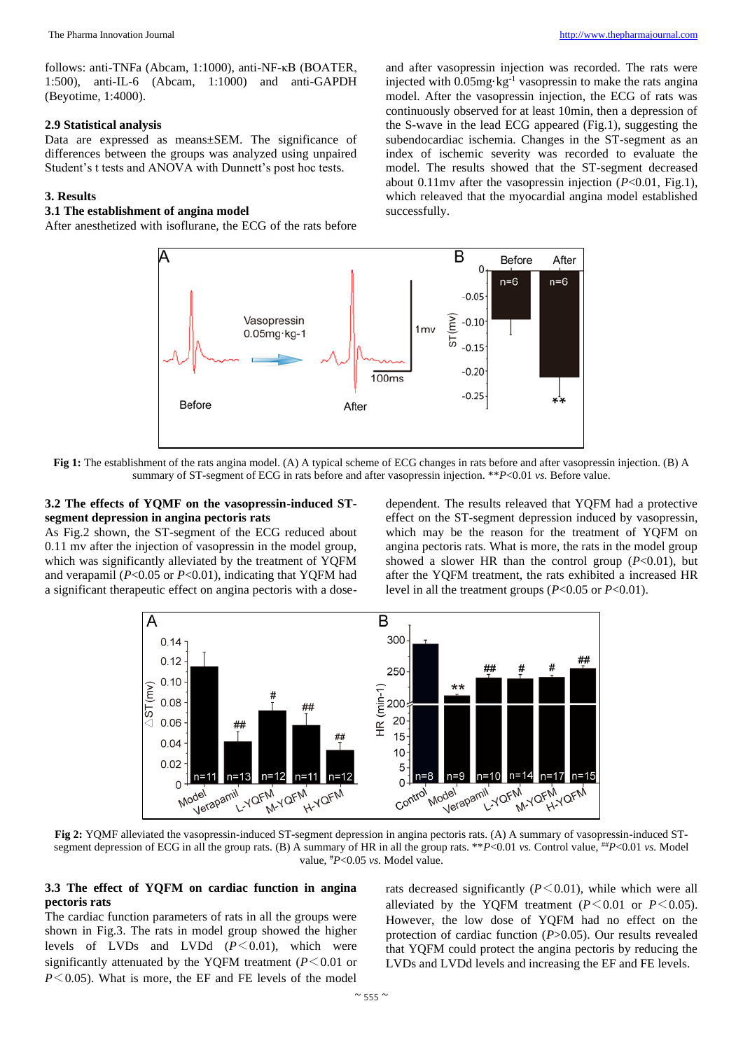follows: anti-TNFa (Abcam, 1:1000), anti-NF-κB (BOATER, 1:500), anti-IL-6 (Abcam, 1:1000) and anti-GAPDH (Beyotime, 1:4000).

### 2.9 Statistical analysis

Data are expressed as means±SEM. The significance of differences between the groups was analyzed using unpaired Student's t tests and ANOVA with Dunnett's post hoc tests.

## 3. Results

### 3.1 The establishment of angina model

After anesthetized with isoflurane, the ECG of the rats before and after vasopressin injection was recorded. The rats were injected with 0.05mg·kg$^{-1}$ vasopressin to make the rats angina model. After the vasopressin injection, the ECG of rats was continuously observed for at least 10min, then a depression of the S-wave in the lead ECG appeared (Fig.1), suggesting the subendocardiac ischemia. Changes in the ST-segment as an index of ischemic severity was recorded to evaluate the model. The results showed that the ST-segment decreased about 0.11mv after the vasopressin injection (*P*<0.01, Fig.1), which releaved that the myocardial angina model established successfully.

**Fig 1:** The establishment of the rats angina model. (A) A typical scheme of ECG changes in rats before and after vasopressin injection. (B) A summary of ST-segment of ECG in rats before and after vasopressin injection. **$P$<0.01 *vs.* Before value.

### 3.2 The effects of YQMF on the vasopressin-induced ST-segment depression in angina pectoris rats

As Fig.2 shown, the ST-segment of the ECG reduced about 0.11 mv after the injection of vasopressin in the model group, which was significantly alleviated by the treatment of YQFM and verapamil (*P*<0.05 or *P*<0.01), indicating that YQFM had a significant therapeutic effect on angina pectoris with a dose-dependent. The results releaved that YQFM had a protective effect on the ST-segment depression induced by vasopressin, which may be the reason for the treatment of YQFM on angina pectoris rats. What is more, the rats in the model group showed a slower HR than the control group (*P*<0.01), but after the YQFM treatment, the rats exhibited a increased HR level in all the treatment groups (*P*<0.05 or *P*<0.01).

**Fig 2:** YQMF alleviated the vasopressin-induced ST-segment depression in angina pectoris rats. (A) A summary of vasopressin-induced ST-segment depression of ECG in all the group rats. (B) A summary of HR in all the group rats. **$P$<0.01 *vs.* Control value, ##$P$<0.01 *vs.* Model value, #$P$<0.05 *vs.* Model value.

### 3.3 The effect of YQFM on cardiac function in angina pectoris rats

The cardiac function parameters of rats in all the groups were shown in Fig.3. The rats in model group showed the higher levels of LVDs and LVDd (*P*<0.01), which were significantly attenuated by the YQFM treatment (*P*<0.01 or *P*<0.05). What is more, the EF and FE levels of the model rats decreased significantly (*P*<0.01), while which were all alleviated by the YQFM treatment (*P*<0.01 or *P*<0.05). However, the low dose of YQFM had no effect on the protection of cardiac function (*P*>0.05). Our results revealed that YQFM could protect the angina pectoris by reducing the LVDs and LVDd levels and increasing the EF and FE levels.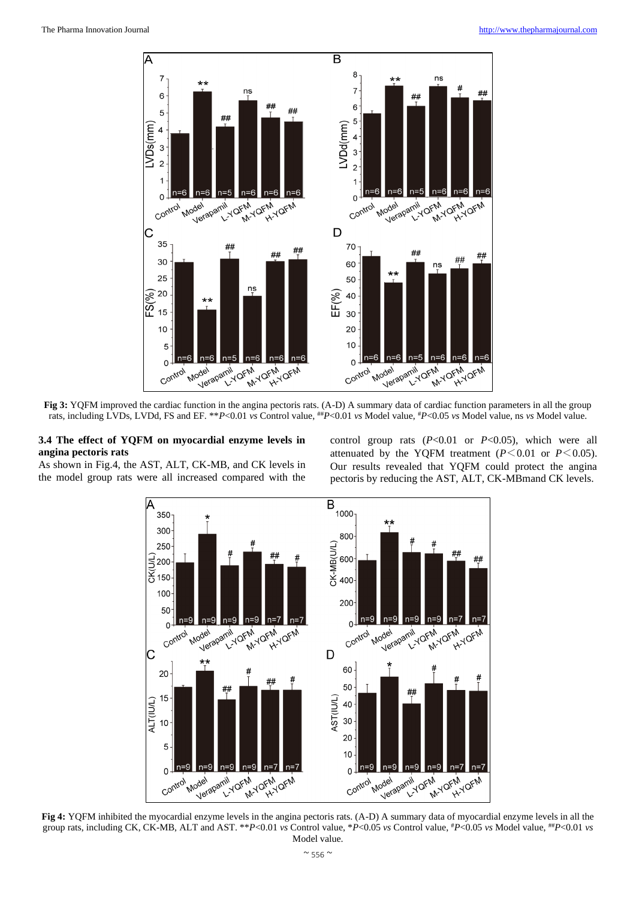Fig 3: YQFM improved the cardiac function in the angina pectoris rats. (A-D) A summary data of cardiac function parameters in all the group rats, including LVDs, LVDd, FS and EF. $^{**}P<0.01$ *vs* Control value, $^{\#\#}P<0.01$ *vs* Model value, $^{\#}P<0.05$ *vs* Model value, ns *vs* Model value.

### 3.4 The effect of YQFM on myocardial enzyme levels in angina pectoris rats

As shown in Fig.4, the AST, ALT, CK-MB, and CK levels in the model group rats were all increased compared with the control group rats ($P<0.01$ or $P<0.05$), which were all attenuated by the YQFM treatment ($P<0.01$ or $P<0.05$). Our results revealed that YQFM could protect the angina pectoris by reducing the AST, ALT, CK-MBmand CK levels.

Fig 4: YQFM inhibited the myocardial enzyme levels in the angina pectoris rats. (A-D) A summary data of myocardial enzyme levels in all the group rats, including CK, CK-MB, ALT and AST. $^{**}P<0.01$ *vs* Control value, $^{*}P<0.05$ *vs* Control value, $^{\#}P<0.05$ *vs* Model value, $^{\#\#}P<0.01$ *vs* Model value.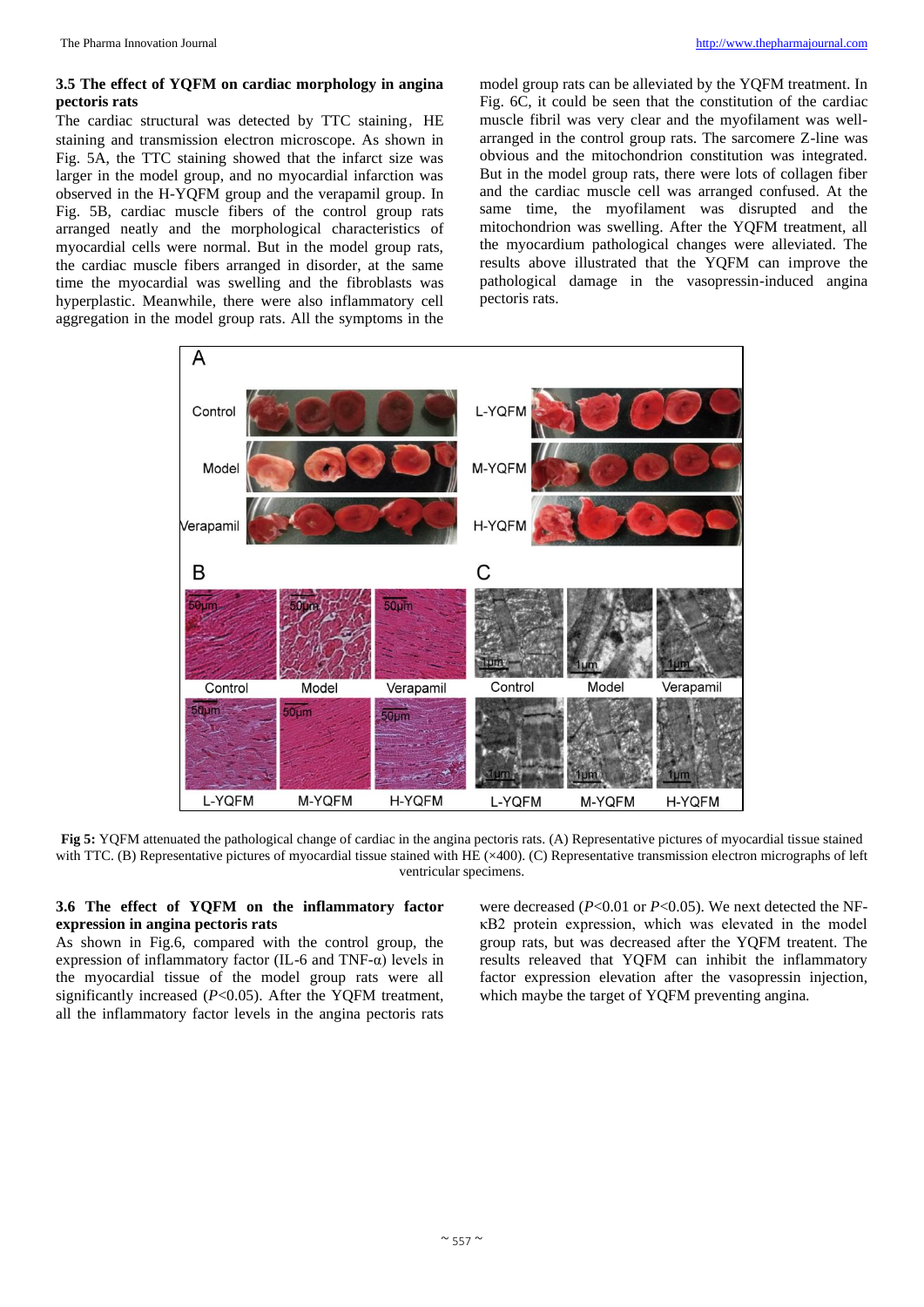### 3.5 The effect of YQFM on cardiac morphology in angina pectoris rats

The cardiac structural was detected by TTC staining, HE staining and transmission electron microscope. As shown in Fig. 5A, the TTC staining showed that the infarct size was larger in the model group, and no myocardial infarction was observed in the H-YQFM group and the verapamil group. In Fig. 5B, cardiac muscle fibers of the control group rats arranged neatly and the morphological characteristics of myocardial cells were normal. But in the model group rats, the cardiac muscle fibers arranged in disorder, at the same time the myocardial was swelling and the fibroblasts was hyperplastic. Meanwhile, there were also inflammatory cell aggregation in the model group rats. All the symptoms in the model group rats can be alleviated by the YQFM treatment. In Fig. 6C, it could be seen that the constitution of the cardiac muscle fibril was very clear and the myofilament was well-arranged in the control group rats. The sarcomere Z-line was obvious and the mitochondrion constitution was integrated. But in the model group rats, there were lots of collagen fiber and the cardiac muscle cell was arranged confused. At the same time, the myofilament was disrupted and the mitochondrion was swelling. After the YQFM treatment, all the myocardium pathological changes were alleviated. The results above illustrated that the YQFM can improve the pathological damage in the vasopressin-induced angina pectoris rats.

**Fig 5:** YQFM attenuated the pathological change of cardiac in the angina pectoris rats. (A) Representative pictures of myocardial tissue stained with TTC. (B) Representative pictures of myocardial tissue stained with HE (×400). (C) Representative transmission electron micrographs of left ventricular specimens.

### 3.6 The effect of YQFM on the inflammatory factor expression in angina pectoris rats

As shown in Fig.6, compared with the control group, the expression of inflammatory factor (IL-6 and TNF-α) levels in the myocardial tissue of the model group rats were all significantly increased ($P<0.05$). After the YQFM treatment, all the inflammatory factor levels in the angina pectoris rats were decreased ($P<0.01$ or $P<0.05$). We next detected the NF-κB2 protein expression, which was elevated in the model group rats, but was decreased after the YQFM treatent. The results releaved that YQFM can inhibit the inflammatory factor expression elevation after the vasopressin injection, which maybe the target of YQFM preventing angina.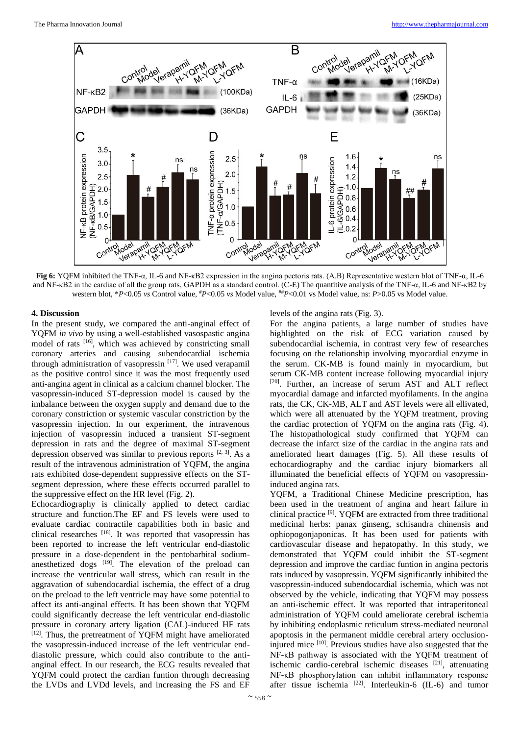**Fig 6:** YQFM inhibited the TNF-α, IL-6 and NF-κB2 expression in the angina pectoris rats. (A.B) Representative western blot of TNF-α, IL-6 and NF-κB2 in the cardiac of all the group rats, GAPDH as a standard control. (C-E) The quantitive analysis of the TNF-α, IL-6 and NF-κB2 by western blot, \**P*<0.05 *vs* Control value, #*P*<0.05 *vs* Model value, ##*P*<0.01 vs Model value, ns: *P*>0.05 vs Model value.

## 4. Discussion

In the present study, we compared the anti-anginal effect of YQFM *in vivo* by using a well-established vasospastic angina model of rats [16], which was achieved by constricting small coronary arteries and causing subendocardial ischemia through administration of vasopressin [17]. We used verapamil as the positive control since it was the most frequently used anti-angina agent in clinical as a calcium channel blocker. The vasopressin-induced ST-depression model is caused by the imbalance between the oxygen supply and demand due to the coronary constriction or systemic vascular constriction by the vasopressin injection. In our experiment, the intravenous injection of vasopressin induced a transient ST-segment depression in rats and the degree of maximal ST-segment depression observed was similar to previous reports [2, 3]. As a result of the intravenous administration of YQFM, the angina rats exhibited dose-dependent suppressive effects on the ST-segment depression, where these effects occurred parallel to the suppressive effect on the HR level (Fig. 2).

Echocardiography is clinically applied to detect cardiac structure and function.The EF and FS levels were used to evaluate cardiac contractile capabilities both in basic and clinical researches [18]. It was reported that vasopressin has been reported to increase the left ventricular end-diastolic pressure in a dose-dependent in the pentobarbital sodium-anesthetized dogs [19]. The elevation of the preload can increase the ventricular wall stress, which can result in the aggravation of subendocardial ischemia, the effect of a drug on the preload to the left ventricle may have some potential to affect its anti-anginal effects. It has been shown that YQFM could significantly decrease the left ventricular end-diastolic pressure in coronary artery ligation (CAL)-induced HF rats [12]. Thus, the pretreatment of YQFM might have ameliorated the vasopressin-induced increase of the left ventricular end-diastolic pressure, which could also contribute to the anti-anginal effect. In our research, the ECG results revealed that YQFM could protect the cardian funtion through decreasing the LVDs and LVDd levels, and increasing the FS and EF levels of the angina rats (Fig. 3).

For the angina patients, a large number of studies have highlighted on the risk of ECG variation caused by subendocardial ischemia, in contrast very few of researches focusing on the relationship involving myocardial enzyme in the serum. CK-MB is found mainly in myocardium, but serum CK-MB content increase following myocardial injury [20]. Further, an increase of serum AST and ALT reflect myocardial damage and infarcted myofilaments. In the angina rats, the CK, CK-MB, ALT and AST levels were all ellivated, which were all attenuated by the YQFM treatment, proving the cardiac protection of YQFM on the angina rats (Fig. 4). The histopathological study confirmed that YQFM can decrease the infarct size of the cardiac in the angina rats and ameliorated heart damages (Fig. 5). All these results of echocardiography and the cardiac injury biomarkers all illuminated the beneficial effects of YQFM on vasopressin-induced angina rats.

YQFM, a Traditional Chinese Medicine prescription, has been used in the treatment of angina and heart failure in clinical practice [9]. YQFM are extracted from three traditional medicinal herbs: panax ginseng, schisandra chinensis and ophiopogonjaponicas. It has been used for patients with cardiovascular disease and hepatopathy. In this study, we demonstrated that YQFM could inhibit the ST-segment depression and improve the cardiac function in angina pectoris rats induced by vasopressin. YQFM significantly inhibited the vasopressin-induced subendocardial ischemia, which was not observed by the vehicle, indicating that YQFM may possess an anti-ischemic effect. It was reported that intraperitoneal administration of YQFM could ameliorate cerebral ischemia by inhibiting endoplasmic reticulum stress-mediated neuronal apoptosis in the permanent middle cerebral artery occlusion-injured mice [10]. Previous studies have also suggested that the NF-κB pathway is associated with the YQFM treatment of ischemic cardio-cerebral ischemic diseases [21], attenuating NF-κB phosphorylation can inhibit inflammatory response after tissue ischemia [22]. Interleukin-6 (IL-6) and tumor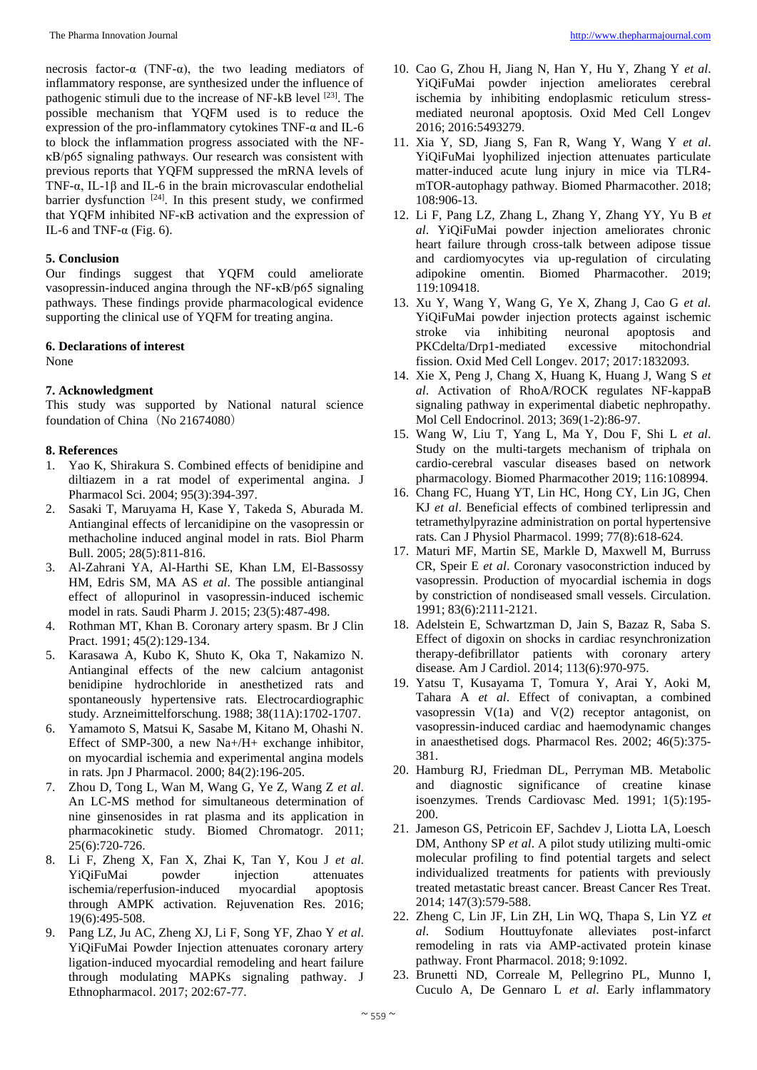necrosis factor-α (TNF-α), the two leading mediators of inflammatory response, are synthesized under the influence of pathogenic stimuli due to the increase of NF-kB level [23]. The possible mechanism that YQFM used is to reduce the expression of the pro-inflammatory cytokines TNF-α and IL-6 to block the inflammation progress associated with the NF-κB/p65 signaling pathways. Our research was consistent with previous reports that YQFM suppressed the mRNA levels of TNF-α, IL-1β and IL-6 in the brain microvascular endothelial barrier dysfunction [24]. In this present study, we confirmed that YQFM inhibited NF-κB activation and the expression of IL-6 and TNF-α (Fig. 6).

## 5. Conclusion

Our findings suggest that YQFM could ameliorate vasopressin-induced angina through the NF-κB/p65 signaling pathways. These findings provide pharmacological evidence supporting the clinical use of YQFM for treating angina.

## 6. Declarations of interest

None

## 7. Acknowledgment

This study was supported by National natural science foundation of China（No 21674080）

## 8. References

1. Yao K, Shirakura S. Combined effects of benidipine and diltiazem in a rat model of experimental angina. J Pharmacol Sci. 2004; 95(3):394-397.
2. Sasaki T, Maruyama H, Kase Y, Takeda S, Aburada M. Antianginal effects of lercanidipine on the vasopressin or methacholine induced anginal model in rats. Biol Pharm Bull. 2005; 28(5):811-816.
3. Al-Zahrani YA, Al-Harthi SE, Khan LM, El-Bassossy HM, Edris SM, MA AS *et al*. The possible antianginal effect of allopurinol in vasopressin-induced ischemic model in rats. Saudi Pharm J. 2015; 23(5):487-498.
4. Rothman MT, Khan B. Coronary artery spasm. Br J Clin Pract. 1991; 45(2):129-134.
5. Karasawa A, Kubo K, Shuto K, Oka T, Nakamizo N. Antianginal effects of the new calcium antagonist benidipine hydrochloride in anesthetized rats and spontaneously hypertensive rats. Electrocardiographic study. Arzneimittelforschung. 1988; 38(11A):1702-1707.
6. Yamamoto S, Matsui K, Sasabe M, Kitano M, Ohashi N. Effect of SMP-300, a new Na+/H+ exchange inhibitor, on myocardial ischemia and experimental angina models in rats. Jpn J Pharmacol. 2000; 84(2):196-205.
7. Zhou D, Tong L, Wan M, Wang G, Ye Z, Wang Z *et al*. An LC-MS method for simultaneous determination of nine ginsenosides in rat plasma and its application in pharmacokinetic study. Biomed Chromatogr. 2011; 25(6):720-726.
8. Li F, Zheng X, Fan X, Zhai K, Tan Y, Kou J *et al.* YiQiFuMai powder injection attenuates ischemia/reperfusion-induced myocardial apoptosis through AMPK activation. Rejuvenation Res. 2016; 19(6):495-508.
9. Pang LZ, Ju AC, Zheng XJ, Li F, Song YF, Zhao Y *et al*. YiQiFuMai Powder Injection attenuates coronary artery ligation-induced myocardial remodeling and heart failure through modulating MAPKs signaling pathway. J Ethnopharmacol. 2017; 202:67-77.
10. Cao G, Zhou H, Jiang N, Han Y, Hu Y, Zhang Y *et al*. YiQiFuMai powder injection ameliorates cerebral ischemia by inhibiting endoplasmic reticulum stress-mediated neuronal apoptosis. Oxid Med Cell Longev 2016; 2016:5493279.
11. Xia Y, SD, Jiang S, Fan R, Wang Y, Wang Y *et al*. YiQiFuMai lyophilized injection attenuates particulate matter-induced acute lung injury in mice via TLR4-mTOR-autophagy pathway. Biomed Pharmacother. 2018; 108:906-13.
12. Li F, Pang LZ, Zhang L, Zhang Y, Zhang YY, Yu B *et al*. YiQiFuMai powder injection ameliorates chronic heart failure through cross-talk between adipose tissue and cardiomyocytes via up-regulation of circulating adipokine omentin. Biomed Pharmacother. 2019; 119:109418.
13. Xu Y, Wang Y, Wang G, Ye X, Zhang J, Cao G *et al.* YiQiFuMai powder injection protects against ischemic stroke via inhibiting neuronal apoptosis and PKCdelta/Drp1-mediated excessive mitochondrial fission. Oxid Med Cell Longev. 2017; 2017:1832093.
14. Xie X, Peng J, Chang X, Huang K, Huang J, Wang S *et al*. Activation of RhoA/ROCK regulates NF-kappaB signaling pathway in experimental diabetic nephropathy. Mol Cell Endocrinol. 2013; 369(1-2):86-97.
15. Wang W, Liu T, Yang L, Ma Y, Dou F, Shi L *et al*. Study on the multi-targets mechanism of triphala on cardio-cerebral vascular diseases based on network pharmacology. Biomed Pharmacother 2019; 116:108994.
16. Chang FC, Huang YT, Lin HC, Hong CY, Lin JG, Chen KJ *et al*. Beneficial effects of combined terlipressin and tetramethylpyrazine administration on portal hypertensive rats. Can J Physiol Pharmacol. 1999; 77(8):618-624.
17. Maturi MF, Martin SE, Markle D, Maxwell M, Burruss CR, Speir E *et al*. Coronary vasoconstriction induced by vasopressin. Production of myocardial ischemia in dogs by constriction of nondiseased small vessels. Circulation. 1991; 83(6):2111-2121.
18. Adelstein E, Schwartzman D, Jain S, Bazaz R, Saba S. Effect of digoxin on shocks in cardiac resynchronization therapy-defibrillator patients with coronary artery disease. Am J Cardiol. 2014; 113(6):970-975.
19. Yatsu T, Kusayama T, Tomura Y, Arai Y, Aoki M, Tahara A *et al*. Effect of conivaptan, a combined vasopressin V(1a) and V(2) receptor antagonist, on vasopressin-induced cardiac and haemodynamic changes in anaesthetised dogs. Pharmacol Res. 2002; 46(5):375-381.
20. Hamburg RJ, Friedman DL, Perryman MB. Metabolic and diagnostic significance of creatine kinase isoenzymes. Trends Cardiovasc Med. 1991; 1(5):195-200.
21. Jameson GS, Petricoin EF, Sachdev J, Liotta LA, Loesch DM, Anthony SP *et al*. A pilot study utilizing multi-omic molecular profiling to find potential targets and select individualized treatments for patients with previously treated metastatic breast cancer. Breast Cancer Res Treat. 2014; 147(3):579-588.
22. Zheng C, Lin JF, Lin ZH, Lin WQ, Thapa S, Lin YZ *et al*. Sodium Houttuyfonate alleviates post-infarct remodeling in rats via AMP-activated protein kinase pathway. Front Pharmacol. 2018; 9:1092.
23. Brunetti ND, Correale M, Pellegrino PL, Munno I, Cuculo A, De Gennaro L *et al.* Early inflammatory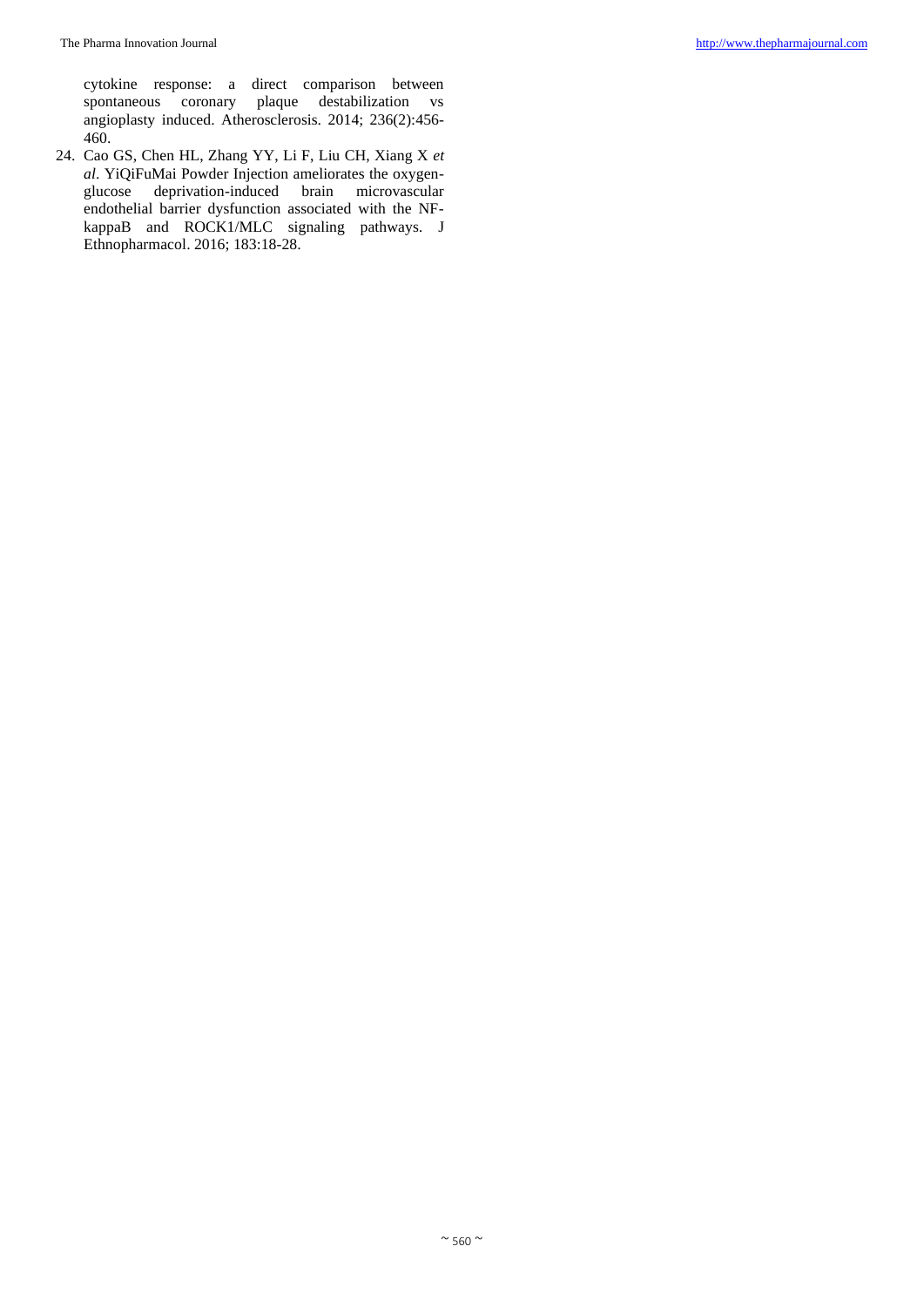cytokine response: a direct comparison between spontaneous coronary plaque destabilization vs angioplasty induced. Atherosclerosis. 2014; 236(2):456-460.

24. Cao GS, Chen HL, Zhang YY, Li F, Liu CH, Xiang X *et al*. YiQiFuMai Powder Injection ameliorates the oxygen-glucose deprivation-induced brain microvascular endothelial barrier dysfunction associated with the NF-kappaB and ROCK1/MLC signaling pathways. J Ethnopharmacol. 2016; 183:18-28.